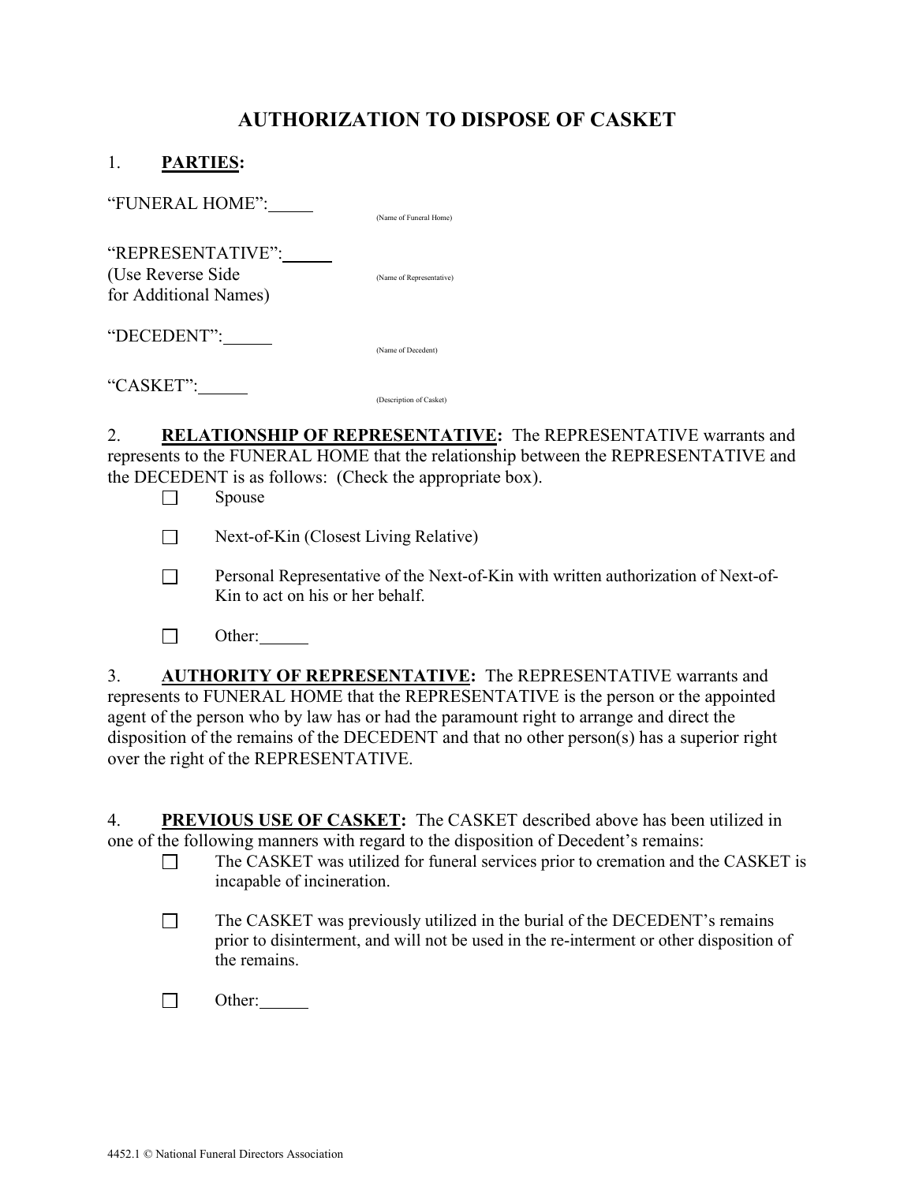# AUTHORIZATION TO DISPOSE OF CASKET

1. **PARTIES:**

"FUNERAL HOME":_____ (Name of Funeral Home)

"REPRESENTATIVE":_____ (Name of Representative)
(Use Reverse Side for Additional Names)

"DECEDENT":_____ (Name of Decedent)

"CASKET":_____ (Description of Casket)

2. **RELATIONSHIP OF REPRESENTATIVE:** The REPRESENTATIVE warrants and represents to the FUNERAL HOME that the relationship between the REPRESENTATIVE and the DECEDENT is as follows: (Check the appropriate box).

- ☐ Spouse
- ☐ Next-of-Kin (Closest Living Relative)
- ☐ Personal Representative of the Next-of-Kin with written authorization of Next-of-Kin to act on his or her behalf.
- ☐ Other:_____

3. **AUTHORITY OF REPRESENTATIVE:** The REPRESENTATIVE warrants and represents to FUNERAL HOME that the REPRESENTATIVE is the person or the appointed agent of the person who by law has or had the paramount right to arrange and direct the disposition of the remains of the DECEDENT and that no other person(s) has a superior right over the right of the REPRESENTATIVE.

4. **PREVIOUS USE OF CASKET:** The CASKET described above has been utilized in one of the following manners with regard to the disposition of Decedent's remains:

- ☐ The CASKET was utilized for funeral services prior to cremation and the CASKET is incapable of incineration.
- ☐ The CASKET was previously utilized in the burial of the DECEDENT's remains prior to disinterment, and will not be used in the re-interment or other disposition of the remains.
- ☐ Other:_____

4452.1 © National Funeral Directors Association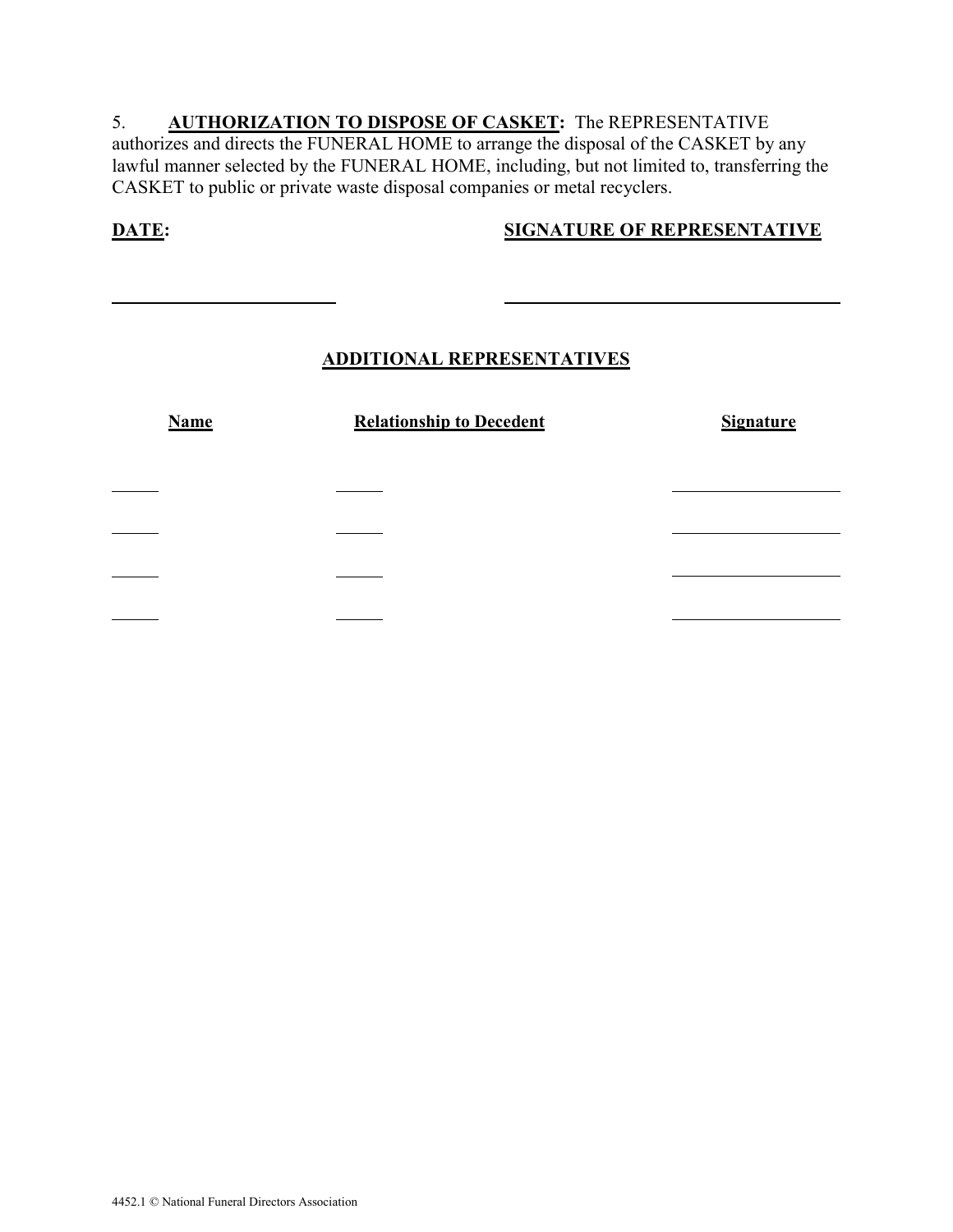5. **AUTHORIZATION TO DISPOSE OF CASKET:** The REPRESENTATIVE authorizes and directs the FUNERAL HOME to arrange the disposal of the CASKET by any lawful manner selected by the FUNERAL HOME, including, but not limited to, transferring the CASKET to public or private waste disposal companies or metal recyclers.

| **DATE:** | **SIGNATURE OF REPRESENTATIVE** |
| --- | --- |
| ______________________ | ______________________________ |

## ADDITIONAL REPRESENTATIVES

| Name | Relationship to Decedent | Signature |
| --- | --- | --- |
| _____ | _____ | ________________ |
| _____ | _____ | ________________ |
| _____ | _____ | ________________ |
| _____ | _____ | ________________ |

4452.1 © National Funeral Directors Association